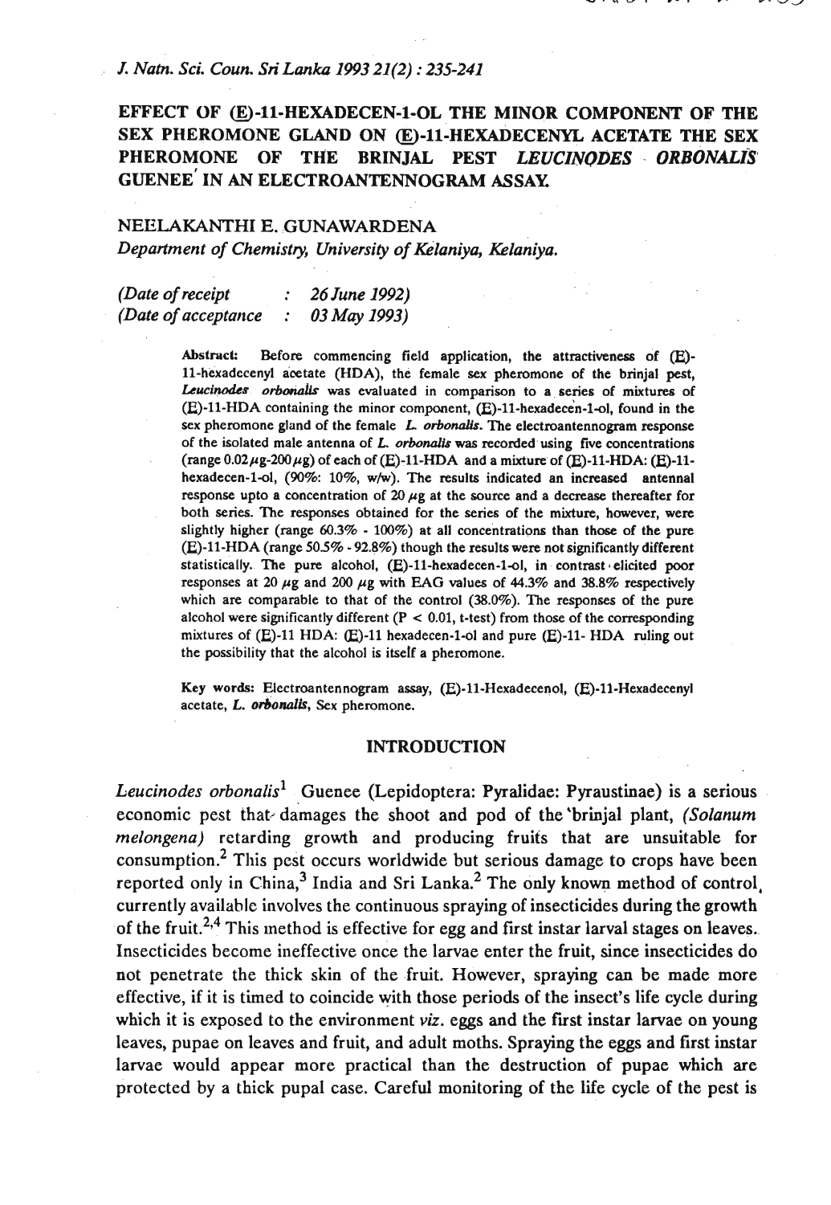# EFFECT OF (E)-11-HEXADECEN-1-OL THE MINOR COMPONENT OF THE SEX PHEROMONE GLAND ON (E)-11-HEXADECENYL ACETATE THE SEX PHEROMONE OF THE BRINJAL PEST *LEUCINODES ORBONALIS* GUENEE IN AN ELECTROANTENNOGRAM ASSAY.

NEELAKANTHI E. GUNAWARDENA

*Department of Chemistry, University of Kelaniya, Kelaniya.*

*(Date of receipt : 26 June 1992)*
*(Date of acceptance : 03 May 1993)*

**Abstract:** Before commencing field application, the attractiveness of (E)-11-hexadecenyl acetate (HDA), the female sex pheromone of the brinjal pest, *Leucinodes orbonalis* was evaluated in comparison to a series of mixtures of (E)-11-HDA containing the minor component, (E)-11-hexadecen-1-ol, found in the sex pheromone gland of the female *L. orbonalis*. The electroantennogram response of the isolated male antenna of *L. orbonalis* was recorded using five concentrations (range $0.02\mu g$-$200\mu g$) of each of (E)-11-HDA and a mixture of (E)-11-HDA: (E)-11-hexadecen-1-ol, (90%: 10%, w/w). The results indicated an increased antennal response upto a concentration of $20\ \mu g$ at the source and a decrease thereafter for both series. The responses obtained for the series of the mixture, however, were slightly higher (range 60.3% - 100%) at all concentrations than those of the pure (E)-11-HDA (range 50.5% - 92.8%) though the results were not significantly different statistically. The pure alcohol, (E)-11-hexadecen-1-ol, in contrast elicited poor responses at $20\ \mu g$ and $200\ \mu g$ with EAG values of 44.3% and 38.8% respectively which are comparable to that of the control (38.0%). The responses of the pure alcohol were significantly different ($P < 0.01$, t-test) from those of the corresponding mixtures of (E)-11 HDA: (E)-11 hexadecen-1-ol and pure (E)-11- HDA ruling out the possibility that the alcohol is itself a pheromone.

**Key words:** Electroantennogram assay, (E)-11-Hexadecenol, (E)-11-Hexadecenyl acetate, *L. orbonalis*, Sex pheromone.

## INTRODUCTION

*Leucinodes orbonalis*[1] Guenee (Lepidoptera: Pyralidae: Pyraustinae) is a serious economic pest that damages the shoot and pod of the brinjal plant, *(Solanum melongena)* retarding growth and producing fruits that are unsuitable for consumption.[2] This pest occurs worldwide but serious damage to crops have been reported only in China,[3] India and Sri Lanka.[2] The only known method of control currently available involves the continuous spraying of insecticides during the growth of the fruit.[2,4] This method is effective for egg and first instar larval stages on leaves. Insecticides become ineffective once the larvae enter the fruit, since insecticides do not penetrate the thick skin of the fruit. However, spraying can be made more effective, if it is timed to coincide with those periods of the insect's life cycle during which it is exposed to the environment *viz.* eggs and the first instar larvae on young leaves, pupae on leaves and fruit, and adult moths. Spraying the eggs and first instar larvae would appear more practical than the destruction of pupae which are protected by a thick pupal case. Careful monitoring of the life cycle of the pest is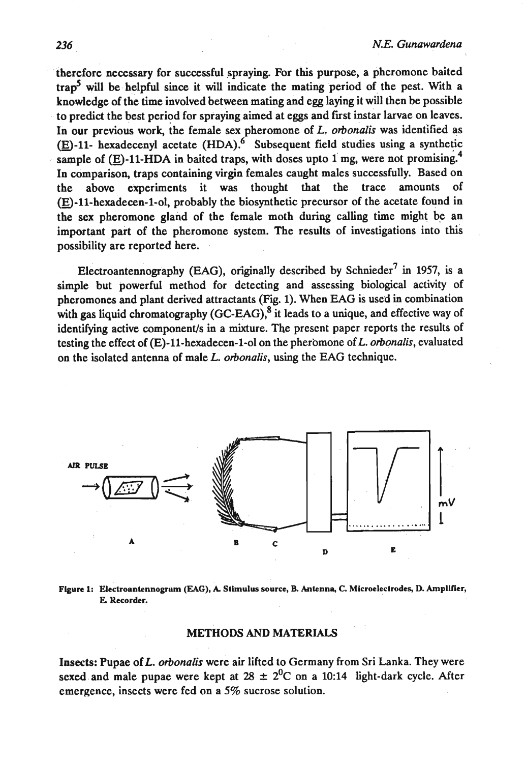therefore necessary for successful spraying. For this purpose, a pheromone baited trap[5] will be helpful since it will indicate the mating period of the pest. With a knowledge of the time involved between mating and egg laying it will then be possible to predict the best period for spraying aimed at eggs and first instar larvae on leaves. In our previous work, the female sex pheromone of *L. orbonalis* was identified as (E)-11- hexadecenyl acetate (HDA).[6] Subsequent field studies using a synthetic sample of (E)-11-HDA in baited traps, with doses upto 1 mg, were not promising.[4] In comparison, traps containing virgin females caught males successfully. Based on the above experiments it was thought that the trace amounts of (E)-11-hexadecen-1-ol, probably the biosynthetic precursor of the acetate found in the sex pheromone gland of the female moth during calling time might be an important part of the pheromone system. The results of investigations into this possibility are reported here.

Electroantennography (EAG), originally described by Schnieder[7] in 1957, is a simple but powerful method for detecting and assessing biological activity of pheromones and plant derived attractants (Fig. 1). When EAG is used in combination with gas liquid chromatography (GC-EAG),[8] it leads to a unique, and effective way of identifying active component/s in a mixture. The present paper reports the results of testing the effect of (E)-11-hexadecen-1-ol on the pheromone of *L. orbonalis*, evaluated on the isolated antenna of male *L. orbonalis*, using the EAG technique.

**Figure 1: Electroantennogram (EAG), A. Stimulus source, B. Antenna, C. Microelectrodes, D. Amplifier, E. Recorder.**

## METHODS AND MATERIALS

**Insects:** Pupae of *L. orbonalis* were air lifted to Germany from Sri Lanka. They were sexed and male pupae were kept at 28 ± 2$^0$C on a 10:14 light-dark cycle. After emergence, insects were fed on a 5% sucrose solution.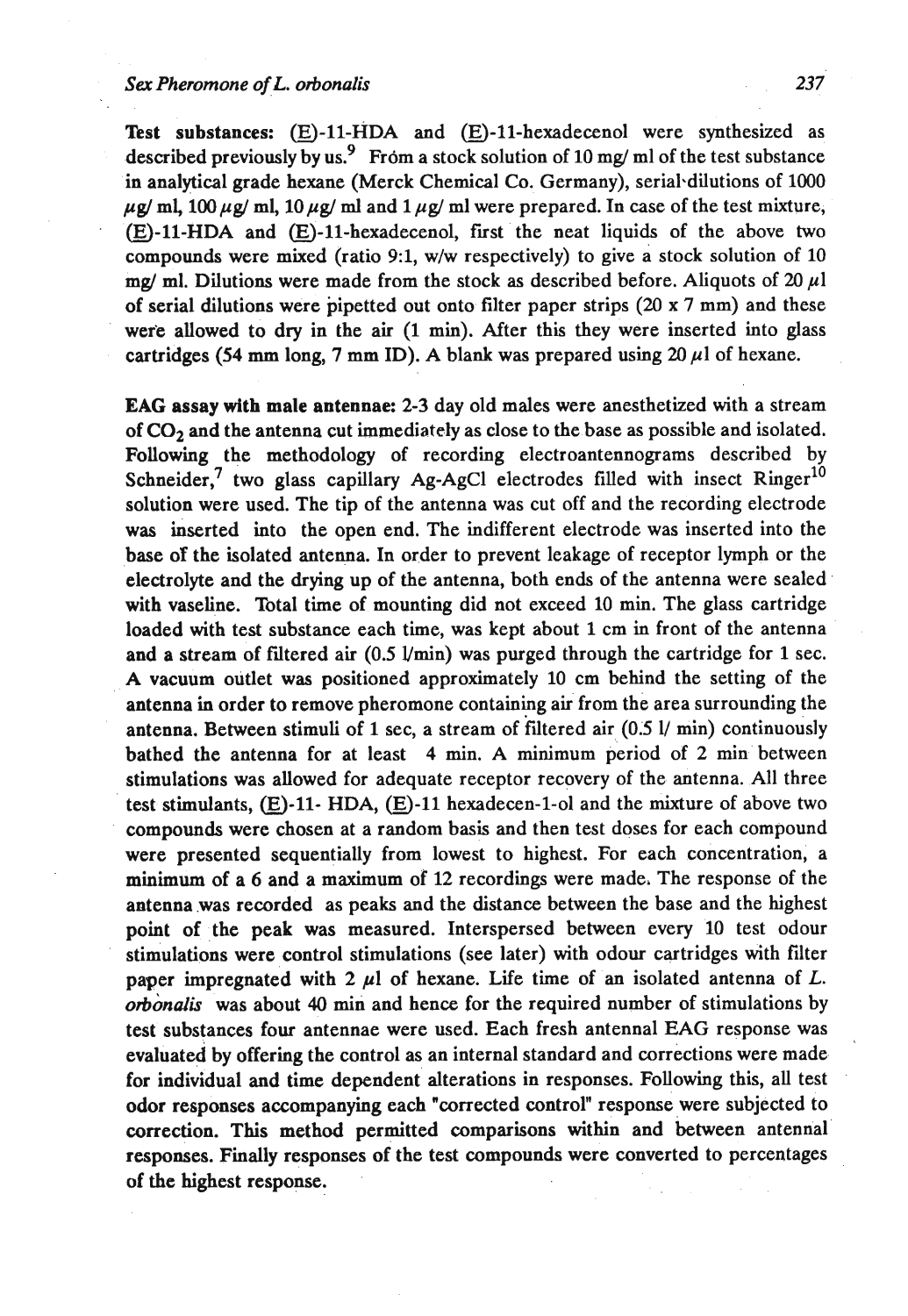**Test substances:** (E)-11-HDA and (E)-11-hexadecenol were synthesized as described previously by us.[9] From a stock solution of 10 mg/ ml of the test substance in analytical grade hexane (Merck Chemical Co. Germany), serial dilutions of 1000 $\mu$g/ ml, 100 $\mu$g/ ml, 10 $\mu$g/ ml and 1 $\mu$g/ ml were prepared. In case of the test mixture, (E)-11-HDA and (E)-11-hexadecenol, first the neat liquids of the above two compounds were mixed (ratio 9:1, w/w respectively) to give a stock solution of 10 mg/ ml. Dilutions were made from the stock as described before. Aliquots of 20 $\mu$l of serial dilutions were pipetted out onto filter paper strips (20 x 7 mm) and these were allowed to dry in the air (1 min). After this they were inserted into glass cartridges (54 mm long, 7 mm ID). A blank was prepared using 20 $\mu$l of hexane.

**EAG assay with male antennae:** 2-3 day old males were anesthetized with a stream of $CO_2$ and the antenna cut immediately as close to the base as possible and isolated. Following the methodology of recording electroantennograms described by Schneider,[7] two glass capillary Ag-AgCl electrodes filled with insect Ringer[10] solution were used. The tip of the antenna was cut off and the recording electrode was inserted into the open end. The indifferent electrode was inserted into the base of the isolated antenna. In order to prevent leakage of receptor lymph or the electrolyte and the drying up of the antenna, both ends of the antenna were sealed with vaseline. Total time of mounting did not exceed 10 min. The glass cartridge loaded with test substance each time, was kept about 1 cm in front of the antenna and a stream of filtered air (0.5 l/min) was purged through the cartridge for 1 sec. A vacuum outlet was positioned approximately 10 cm behind the setting of the antenna in order to remove pheromone containing air from the area surrounding the antenna. Between stimuli of 1 sec, a stream of filtered air (0.5 l/ min) continuously bathed the antenna for at least 4 min. A minimum period of 2 min between stimulations was allowed for adequate receptor recovery of the antenna. All three test stimulants, (E)-11- HDA, (E)-11 hexadecen-1-ol and the mixture of above two compounds were chosen at a random basis and then test doses for each compound were presented sequentially from lowest to highest. For each concentration, a minimum of a 6 and a maximum of 12 recordings were made. The response of the antenna was recorded as peaks and the distance between the base and the highest point of the peak was measured. Interspersed between every 10 test odour stimulations were control stimulations (see later) with odour cartridges with filter paper impregnated with 2 $\mu$l of hexane. Life time of an isolated antenna of *L. orbonalis* was about 40 min and hence for the required number of stimulations by test substances four antennae were used. Each fresh antennal EAG response was evaluated by offering the control as an internal standard and corrections were made for individual and time dependent alterations in responses. Following this, all test odor responses accompanying each "corrected control" response were subjected to correction. This method permitted comparisons within and between antennal responses. Finally responses of the test compounds were converted to percentages of the highest response.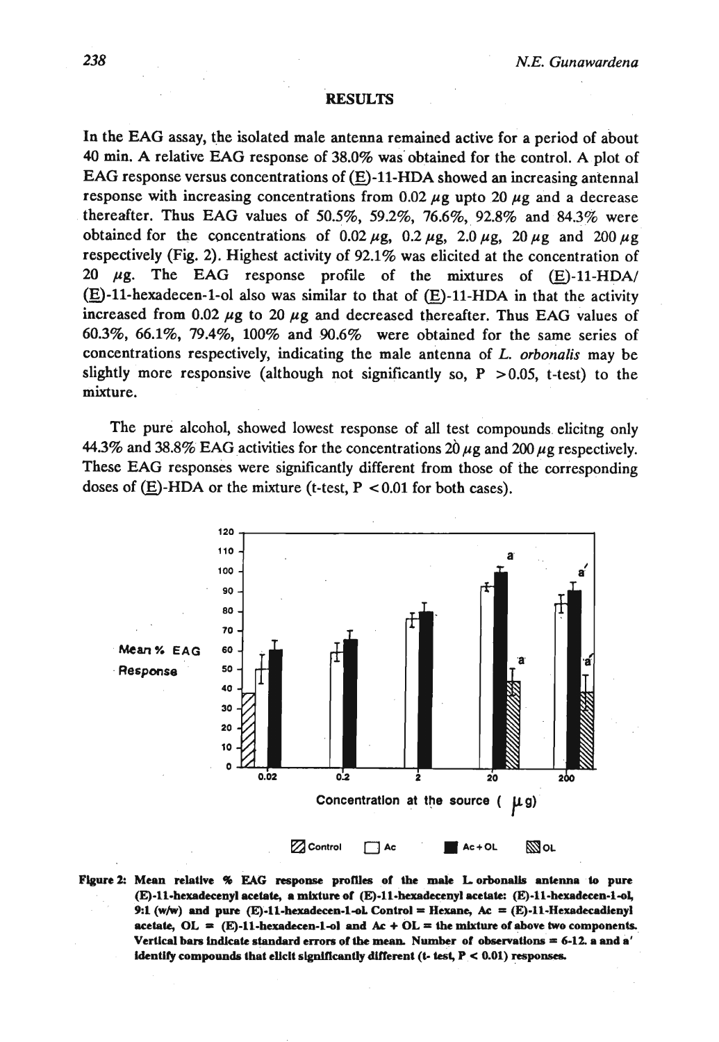## RESULTS

In the EAG assay, the isolated male antenna remained active for a period of about 40 min. A relative EAG response of 38.0% was obtained for the control. A plot of EAG response versus concentrations of (E)-11-HDA showed an increasing antennal response with increasing concentrations from 0.02 $\mu g$ upto 20 $\mu g$ and a decrease thereafter. Thus EAG values of 50.5%, 59.2%, 76.6%, 92.8% and 84.3% were obtained for the concentrations of 0.02 $\mu g$, 0.2 $\mu g$, 2.0 $\mu g$, 20 $\mu g$ and 200 $\mu g$ respectively (Fig. 2). Highest activity of 92.1% was elicited at the concentration of 20 $\mu g$. The EAG response profile of the mixtures of (E)-11-HDA/(E)-11-hexadecen-1-ol also was similar to that of (E)-11-HDA in that the activity increased from 0.02 $\mu g$ to 20 $\mu g$ and decreased thereafter. Thus EAG values of 60.3%, 66.1%, 79.4%, 100% and 90.6% were obtained for the same series of concentrations respectively, indicating the male antenna of *L. orbonalis* may be slightly more responsive (although not significantly so, $P > 0.05$, t-test) to the mixture.

The pure alcohol, showed lowest response of all test compounds elicitng only 44.3% and 38.8% EAG activities for the concentrations 20 $\mu g$ and 200 $\mu g$ respectively. These EAG responses were significantly different from those of the corresponding doses of (E)-HDA or the mixture (t-test, $P < 0.01$ for both cases).

**Figure 2: Mean relative % EAG response profiles of the male *L. orbonalis* antenna to pure (E)-11-hexadecenyl acetate, a mixture of (E)-11-hexadecenyl acetate: (E)-11-hexadecen-1-ol, 9:1 (w/w) and pure (E)-11-hexadecen-1-ol. Control = Hexane, Ac = (E)-11-Hexadecadienyl acetate, OL = (E)-11-hexadecen-1-ol and Ac + OL = the mixture of above two components. Vertical bars indicate standard errors of the mean. Number of observations = 6-12. a and a' identify compounds that elicit significantly different (t- test, $P < 0.01$) responses.**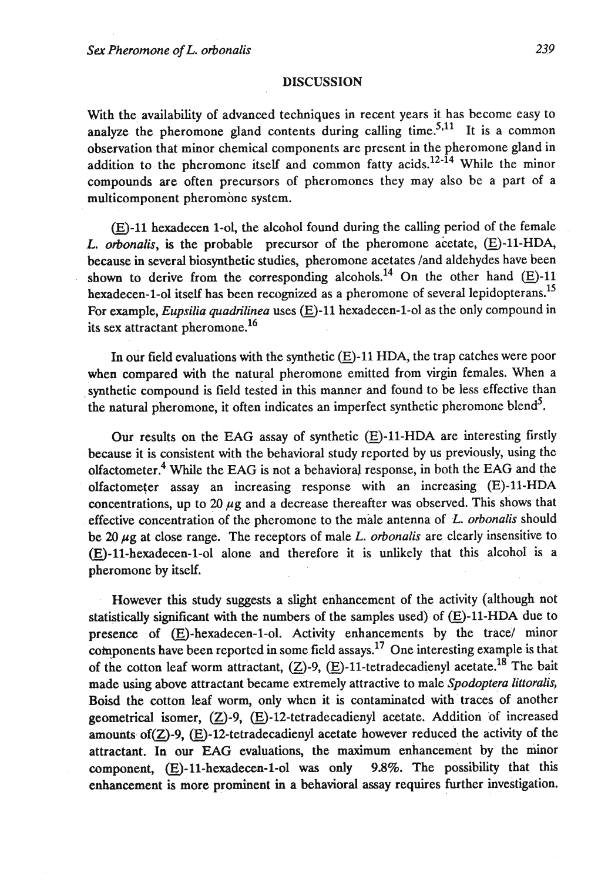## DISCUSSION

With the availability of advanced techniques in recent years it has become easy to analyze the pheromone gland contents during calling time.[5,11] It is a common observation that minor chemical components are present in the pheromone gland in addition to the pheromone itself and common fatty acids.[12-14] While the minor compounds are often precursors of pheromones they may also be a part of a multicomponent pheromone system.

(E)-11 hexadecen 1-ol, the alcohol found during the calling period of the female *L. orbonalis*, is the probable precursor of the pheromone acetate, (E)-11-HDA, because in several biosynthetic studies, pheromone acetates /and aldehydes have been shown to derive from the corresponding alcohols.[14] On the other hand (E)-11 hexadecen-1-ol itself has been recognized as a pheromone of several lepidopterans.[15] For example, *Eupsilia quadrilinea* uses (E)-11 hexadecen-1-ol as the only compound in its sex attractant pheromone.[16]

In our field evaluations with the synthetic (E)-11 HDA, the trap catches were poor when compared with the natural pheromone emitted from virgin females. When a synthetic compound is field tested in this manner and found to be less effective than the natural pheromone, it often indicates an imperfect synthetic pheromone blend[5].

Our results on the EAG assay of synthetic (E)-11-HDA are interesting firstly because it is consistent with the behavioral study reported by us previously, using the olfactometer.[4] While the EAG is not a behavioral response, in both the EAG and the olfactometer assay an increasing response with an increasing (E)-11-HDA concentrations, up to 20 $\mu g$ and a decrease thereafter was observed. This shows that effective concentration of the pheromone to the male antenna of *L. orbonalis* should be 20 $\mu g$ at close range. The receptors of male *L. orbonalis* are clearly insensitive to (E)-11-hexadecen-1-ol alone and therefore it is unlikely that this alcohol is a pheromone by itself.

However this study suggests a slight enhancement of the activity (although not statistically significant with the numbers of the samples used) of (E)-11-HDA due to presence of (E)-hexadecen-1-ol. Activity enhancements by the trace/ minor components have been reported in some field assays.[17] One interesting example is that of the cotton leaf worm attractant, (Z)-9, (E)-11-tetradecadienyl acetate.[18] The bait made using above attractant became extremely attractive to male *Spodoptera littoralis*, Boisd the cotton leaf worm, only when it is contaminated with traces of another geometrical isomer, (Z)-9, (E)-12-tetradecadienyl acetate. Addition of increased amounts of(Z)-9, (E)-12-tetradecadienyl acetate however reduced the activity of the attractant. In our EAG evaluations, the maximum enhancement by the minor component, (E)-11-hexadecen-1-ol was only 9.8%. The possibility that this enhancement is more prominent in a behavioral assay requires further investigation.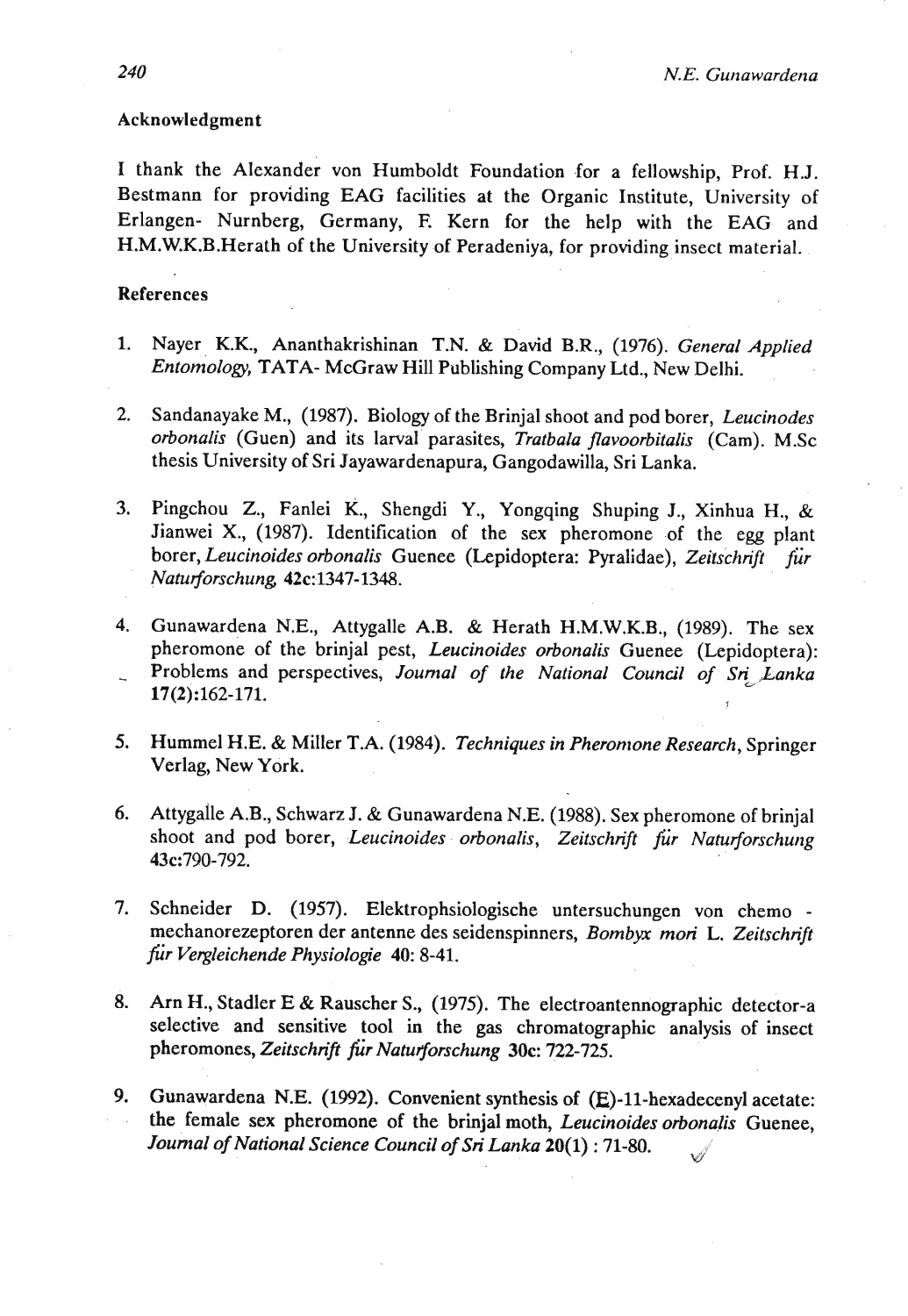## Acknowledgment

I thank the Alexander von Humboldt Foundation for a fellowship, Prof. H.J. Bestmann for providing EAG facilities at the Organic Institute, University of Erlangen- Nurnberg, Germany, F. Kern for the help with the EAG and H.M.W.K.B.Herath of the University of Peradeniya, for providing insect material.

## References

1. Nayer K.K., Ananthakrishinan T.N. & David B.R., (1976). *General Applied Entomology,* TATA- McGraw Hill Publishing Company Ltd., New Delhi.

2. Sandanayake M., (1987). Biology of the Brinjal shoot and pod borer, *Leucinodes orbonalis* (Guen) and its larval parasites, *Tratbala flavoorbitalis* (Cam). M.Sc thesis University of Sri Jayawardenapura, Gangodawilla, Sri Lanka.

3. Pingchou Z., Fanlei K., Shengdi Y., Yongqing Shuping J., Xinhua H., & Jianwei X., (1987). Identification of the sex pheromone of the egg plant borer, *Leucinoides orbonalis* Guenee (Lepidoptera: Pyralidae), *Zeitschrift für Naturforschung,* **42c**:1347-1348.

4. Gunawardena N.E., Attygalle A.B. & Herath H.M.W.K.B., (1989). The sex pheromone of the brinjal pest, *Leucinoides orbonalis* Guenee (Lepidoptera): Problems and perspectives, *Journal of the National Council of Sri Lanka* **17**(2):162-171.

5. Hummel H.E. & Miller T.A. (1984). *Techniques in Pheromone Research,* Springer Verlag, New York.

6. Attygalle A.B., Schwarz J. & Gunawardena N.E. (1988). Sex pheromone of brinjal shoot and pod borer, *Leucinoides orbonalis, Zeitschrift für Naturforschung* **43c**:790-792.

7. Schneider D. (1957). Elektrophsiologische untersuchungen von chemo - mechanorezeptoren der antenne des seidenspinners, *Bombyx mori* L. *Zeitschrift für Vergleichende Physiologie* **40**: 8-41.

8. Arn H., Stadler E & Rauscher S., (1975). The electroantennographic detector-a selective and sensitive tool in the gas chromatographic analysis of insect pheromones, *Zeitschrift für Naturforschung* **30c**: 722-725.

9. Gunawardena N.E. (1992). Convenient synthesis of (E)-11-hexadecenyl acetate: the female sex pheromone of the brinjal moth, *Leucinoides orbonalis* Guenee, *Journal of National Science Council of Sri Lanka* **20**(1) : 71-80.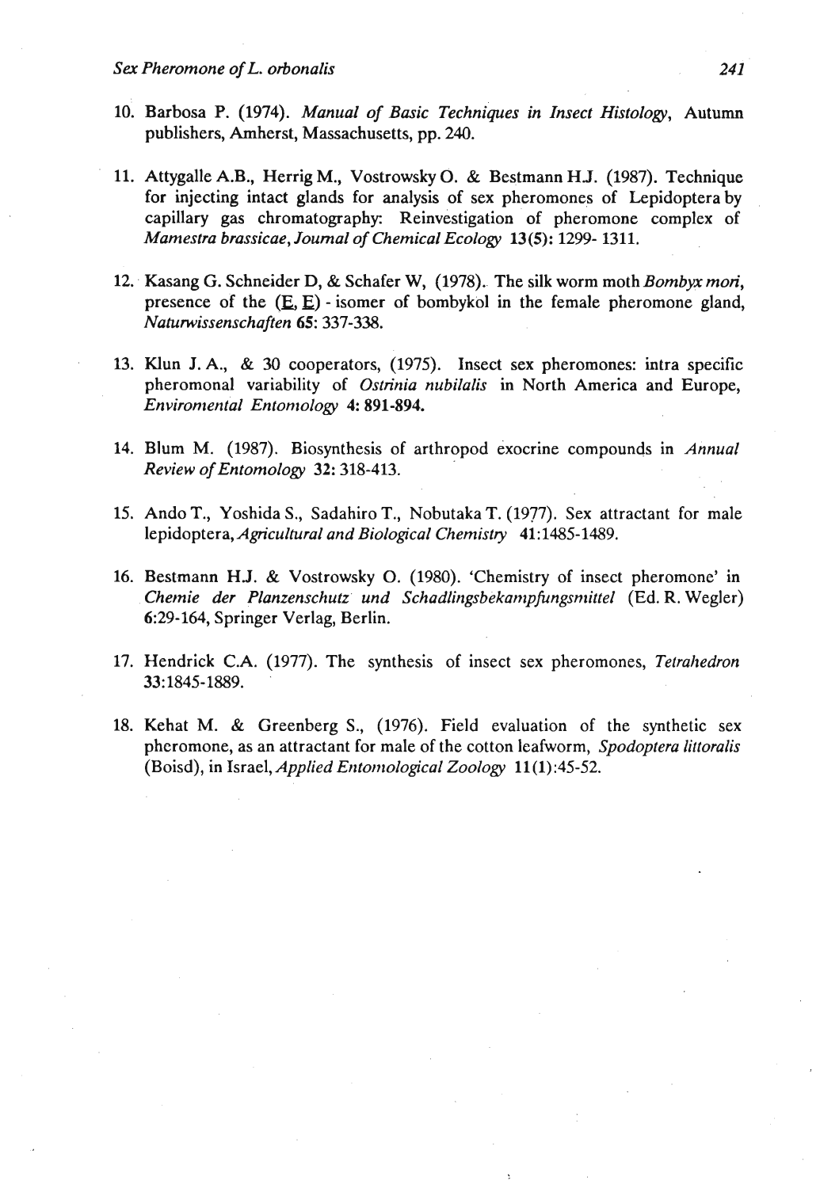10. Barbosa P. (1974). *Manual of Basic Techniques in Insect Histology*, Autumn publishers, Amherst, Massachusetts, pp. 240.

11. Attygalle A.B., Herrig M., Vostrowsky O. & Bestmann H.J. (1987). Technique for injecting intact glands for analysis of sex pheromones of Lepidoptera by capillary gas chromatography: Reinvestigation of pheromone complex of *Mamestra brassicae*, *Journal of Chemical Ecology* **13(5)**: 1299- 1311.

12. Kasang G. Schneider D, & Schafer W, (1978). The silk worm moth *Bombyx mori*, presence of the (E, E) - isomer of bombykol in the female pheromone gland, *Naturwissenschaften* **65**: 337-338.

13. Klun J. A., & 30 cooperators, (1975). Insect sex pheromones: intra specific pheromonal variability of *Ostrinia nubilalis* in North America and Europe, *Enviromental Entomology* **4: 891-894.**

14. Blum M. (1987). Biosynthesis of arthropod exocrine compounds in *Annual Review of Entomology* **32**: 318-413.

15. Ando T., Yoshida S., Sadahiro T., Nobutaka T. (1977). Sex attractant for male lepidoptera, *Agricultural and Biological Chemistry* **41**:1485-1489.

16. Bestmann H.J. & Vostrowsky O. (1980). 'Chemistry of insect pheromone' in *Chemie der Planzenschutz und Schadlingsbekampfungsmittel* (Ed. R. Wegler) **6**:29-164, Springer Verlag, Berlin.

17. Hendrick C.A. (1977). The synthesis of insect sex pheromones, *Tetrahedron* **33**:1845-1889.

18. Kehat M. & Greenberg S., (1976). Field evaluation of the synthetic sex pheromone, as an attractant for male of the cotton leafworm, *Spodoptera littoralis* (Boisd), in Israel, *Applied Entomological Zoology* **11(1)**:45-52.